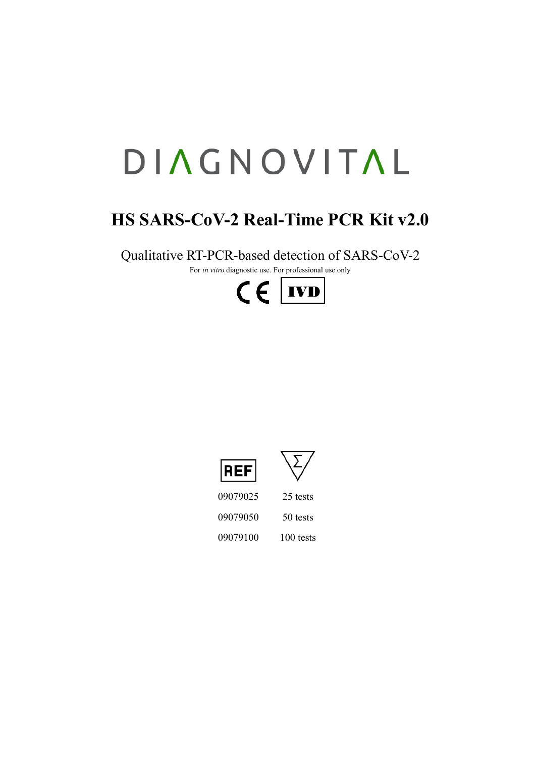DIAGNOVITAL

# HS SARS-CoV-2 Real-Time PCR Kit v2.0

Qualitative RT-PCR-based detection of SARS-CoV-2

For *in vitro* diagnostic use. For professional use only

CE IVD

| REF | Σ |
|---|---|
| 09079025 | 25 tests |
| 09079050 | 50 tests |
| 09079100 | 100 tests |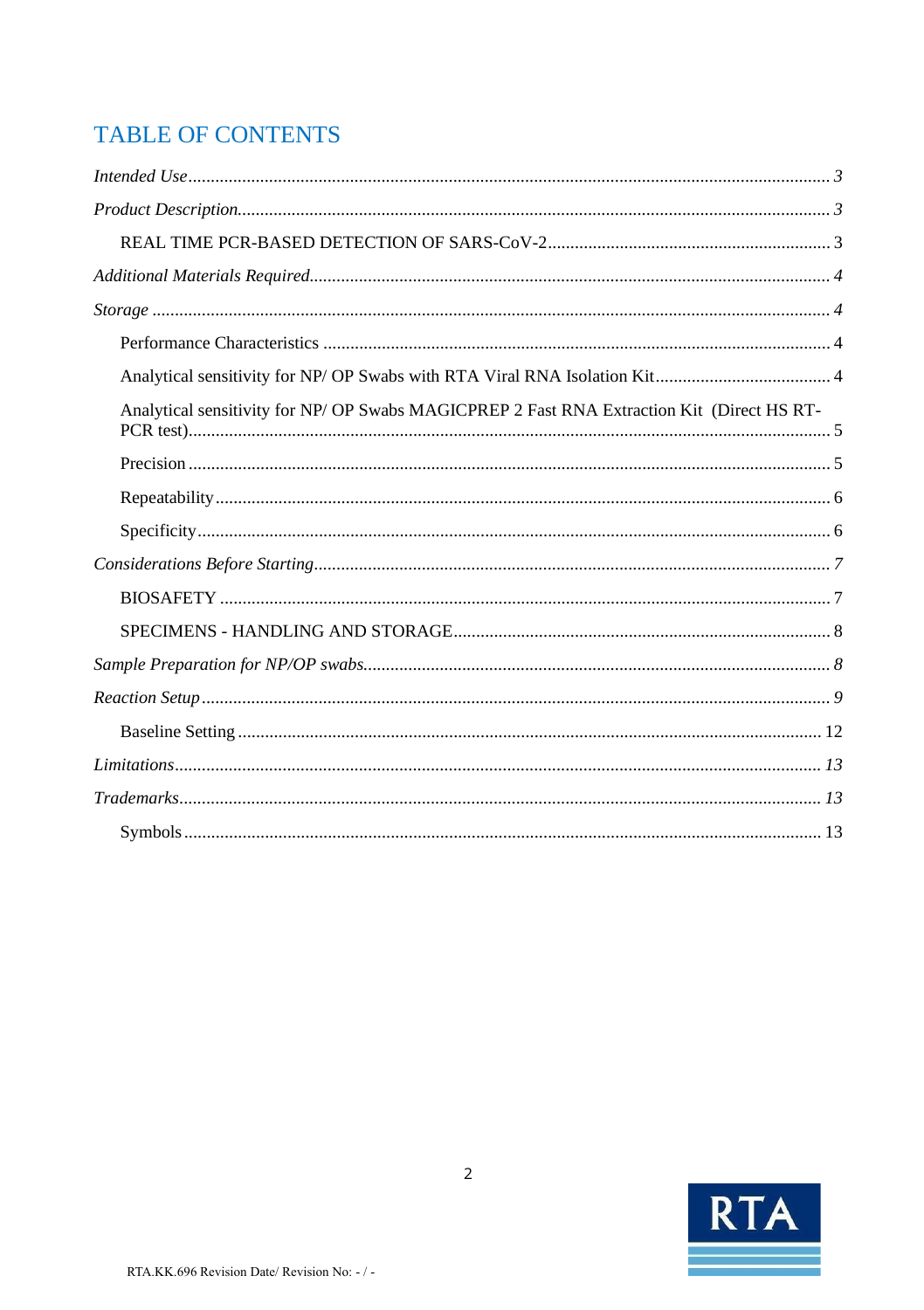# TABLE OF CONTENTS

*Intended Use* ..... *3*

*Product Description* ..... *3*

- REAL TIME PCR-BASED DETECTION OF SARS-CoV-2 ..... 3

*Additional Materials Required* ..... *4*

*Storage* ..... *4*

- Performance Characteristics ..... 4
- Analytical sensitivity for NP/ OP Swabs with RTA Viral RNA Isolation Kit ..... 4
- Analytical sensitivity for NP/ OP Swabs MAGICPREP 2 Fast RNA Extraction Kit (Direct HS RT-PCR test) ..... 5
- Precision ..... 5
- Repeatability ..... 6
- Specificity ..... 6

*Considerations Before Starting* ..... *7*

- BIOSAFETY ..... 7
- SPECIMENS - HANDLING AND STORAGE ..... 8

*Sample Preparation for NP/OP swabs* ..... *8*

*Reaction Setup* ..... *9*

- Baseline Setting ..... 12

*Limitations* ..... *13*

*Trademarks* ..... *13*

- Symbols ..... 13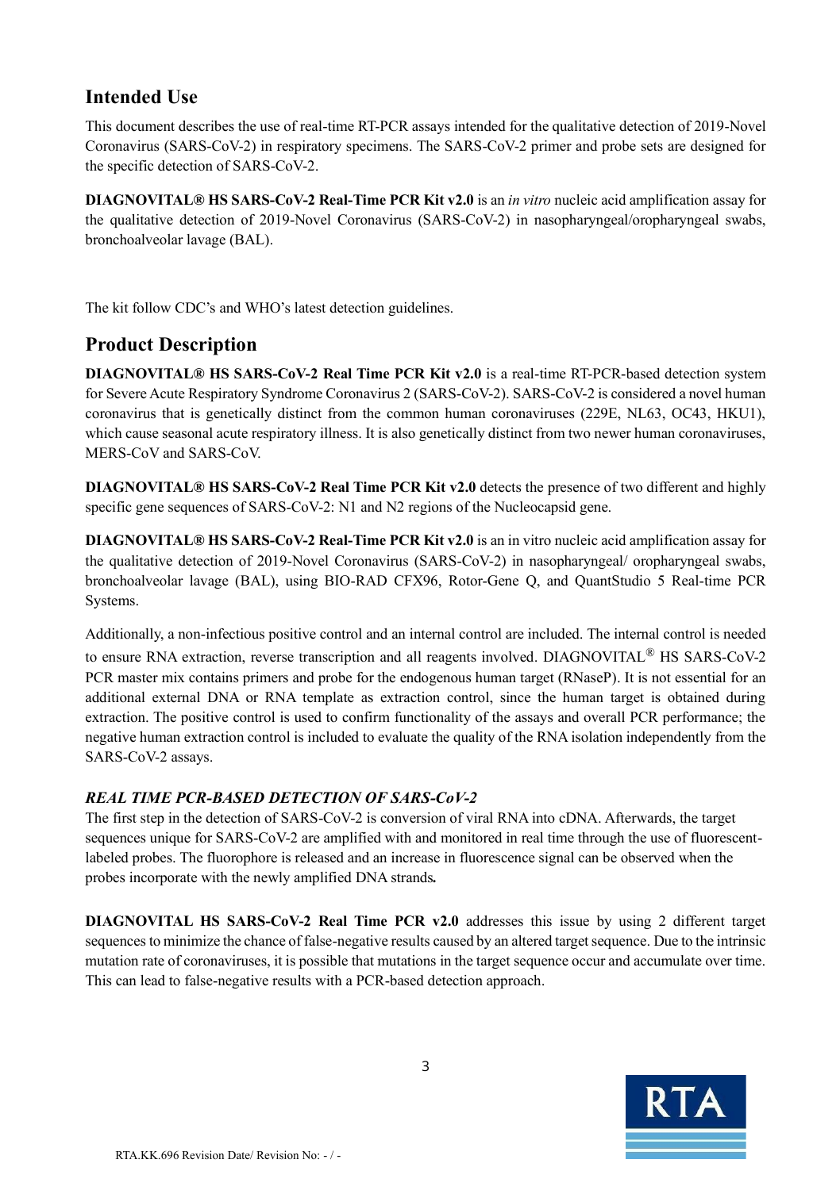## Intended Use

This document describes the use of real-time RT-PCR assays intended for the qualitative detection of 2019-Novel Coronavirus (SARS-CoV-2) in respiratory specimens. The SARS-CoV-2 primer and probe sets are designed for the specific detection of SARS-CoV-2.

**DIAGNOVITAL® HS SARS-CoV-2 Real-Time PCR Kit v2.0** is an *in vitro* nucleic acid amplification assay for the qualitative detection of 2019-Novel Coronavirus (SARS-CoV-2) in nasopharyngeal/oropharyngeal swabs, bronchoalveolar lavage (BAL).

The kit follow CDC's and WHO's latest detection guidelines.

## Product Description

**DIAGNOVITAL® HS SARS-CoV-2 Real Time PCR Kit v2.0** is a real-time RT-PCR-based detection system for Severe Acute Respiratory Syndrome Coronavirus 2 (SARS-CoV-2). SARS-CoV-2 is considered a novel human coronavirus that is genetically distinct from the common human coronaviruses (229E, NL63, OC43, HKU1), which cause seasonal acute respiratory illness. It is also genetically distinct from two newer human coronaviruses, MERS-CoV and SARS-CoV.

**DIAGNOVITAL® HS SARS-CoV-2 Real Time PCR Kit v2.0** detects the presence of two different and highly specific gene sequences of SARS-CoV-2: N1 and N2 regions of the Nucleocapsid gene.

**DIAGNOVITAL® HS SARS-CoV-2 Real-Time PCR Kit v2.0** is an in vitro nucleic acid amplification assay for the qualitative detection of 2019-Novel Coronavirus (SARS-CoV-2) in nasopharyngeal/ oropharyngeal swabs, bronchoalveolar lavage (BAL), using BIO-RAD CFX96, Rotor-Gene Q, and QuantStudio 5 Real-time PCR Systems.

Additionally, a non-infectious positive control and an internal control are included. The internal control is needed to ensure RNA extraction, reverse transcription and all reagents involved. DIAGNOVITAL® HS SARS-CoV-2 PCR master mix contains primers and probe for the endogenous human target (RNaseP). It is not essential for an additional external DNA or RNA template as extraction control, since the human target is obtained during extraction. The positive control is used to confirm functionality of the assays and overall PCR performance; the negative human extraction control is included to evaluate the quality of the RNA isolation independently from the SARS-CoV-2 assays.

### *REAL TIME PCR-BASED DETECTION OF SARS-CoV-2*

The first step in the detection of SARS-CoV-2 is conversion of viral RNA into cDNA. Afterwards, the target sequences unique for SARS-CoV-2 are amplified with and monitored in real time through the use of fluorescent-labeled probes. The fluorophore is released and an increase in fluorescence signal can be observed when the probes incorporate with the newly amplified DNA strands**.**

**DIAGNOVITAL HS SARS-CoV-2 Real Time PCR v2.0** addresses this issue by using 2 different target sequences to minimize the chance of false-negative results caused by an altered target sequence. Due to the intrinsic mutation rate of coronaviruses, it is possible that mutations in the target sequence occur and accumulate over time. This can lead to false-negative results with a PCR-based detection approach.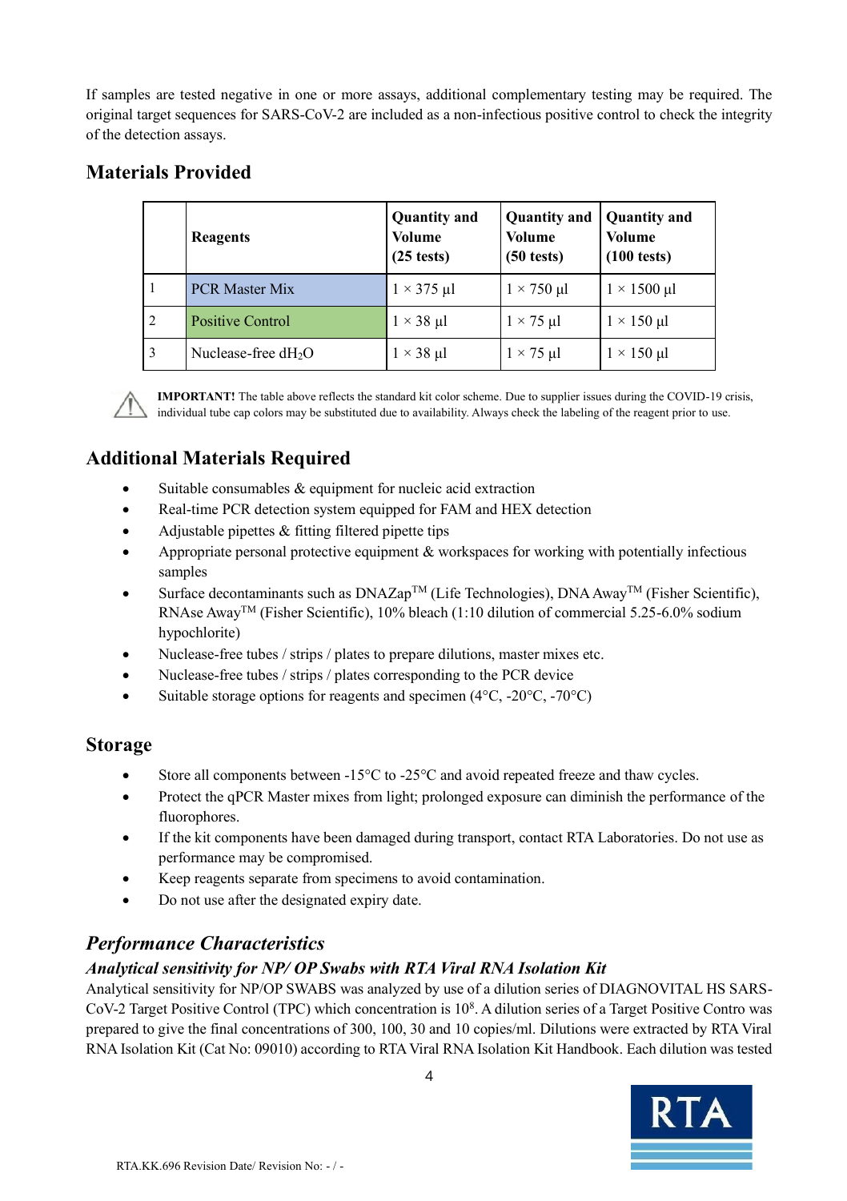If samples are tested negative in one or more assays, additional complementary testing may be required. The original target sequences for SARS-CoV-2 are included as a non-infectious positive control to check the integrity of the detection assays.

## Materials Provided

| | Reagents | Quantity and Volume (25 tests) | Quantity and Volume (50 tests) | Quantity and Volume (100 tests) |
|---|---|---|---|---|
| 1 | PCR Master Mix | 1 × 375 µl | 1 × 750 µl | 1 × 1500 µl |
| 2 | Positive Control | 1 × 38 µl | 1 × 75 µl | 1 × 150 µl |
| 3 | Nuclease-free $dH_2O$ | 1 × 38 µl | 1 × 75 µl | 1 × 150 µl |

**IMPORTANT!** The table above reflects the standard kit color scheme. Due to supplier issues during the COVID-19 crisis, individual tube cap colors may be substituted due to availability. Always check the labeling of the reagent prior to use.

## Additional Materials Required

- Suitable consumables & equipment for nucleic acid extraction
- Real-time PCR detection system equipped for FAM and HEX detection
- Adjustable pipettes & fitting filtered pipette tips
- Appropriate personal protective equipment & workspaces for working with potentially infectious samples
- Surface decontaminants such as DNAZap™ (Life Technologies), DNA Away™ (Fisher Scientific), RNAse Away™ (Fisher Scientific), 10% bleach (1:10 dilution of commercial 5.25-6.0% sodium hypochlorite)
- Nuclease-free tubes / strips / plates to prepare dilutions, master mixes etc.
- Nuclease-free tubes / strips / plates corresponding to the PCR device
- Suitable storage options for reagents and specimen (4°C, -20°C, -70°C)

## Storage

- Store all components between -15°C to -25°C and avoid repeated freeze and thaw cycles.
- Protect the qPCR Master mixes from light; prolonged exposure can diminish the performance of the fluorophores.
- If the kit components have been damaged during transport, contact RTA Laboratories. Do not use as performance may be compromised.
- Keep reagents separate from specimens to avoid contamination.
- Do not use after the designated expiry date.

## *Performance Characteristics*

### *Analytical sensitivity for NP/ OP Swabs with RTA Viral RNA Isolation Kit*

Analytical sensitivity for NP/OP SWABS was analyzed by use of a dilution series of DIAGNOVITAL HS SARS-CoV-2 Target Positive Control (TPC) which concentration is $10^8$. A dilution series of a Target Positive Contro was prepared to give the final concentrations of 300, 100, 30 and 10 copies/ml. Dilutions were extracted by RTA Viral RNA Isolation Kit (Cat No: 09010) according to RTA Viral RNA Isolation Kit Handbook. Each dilution was tested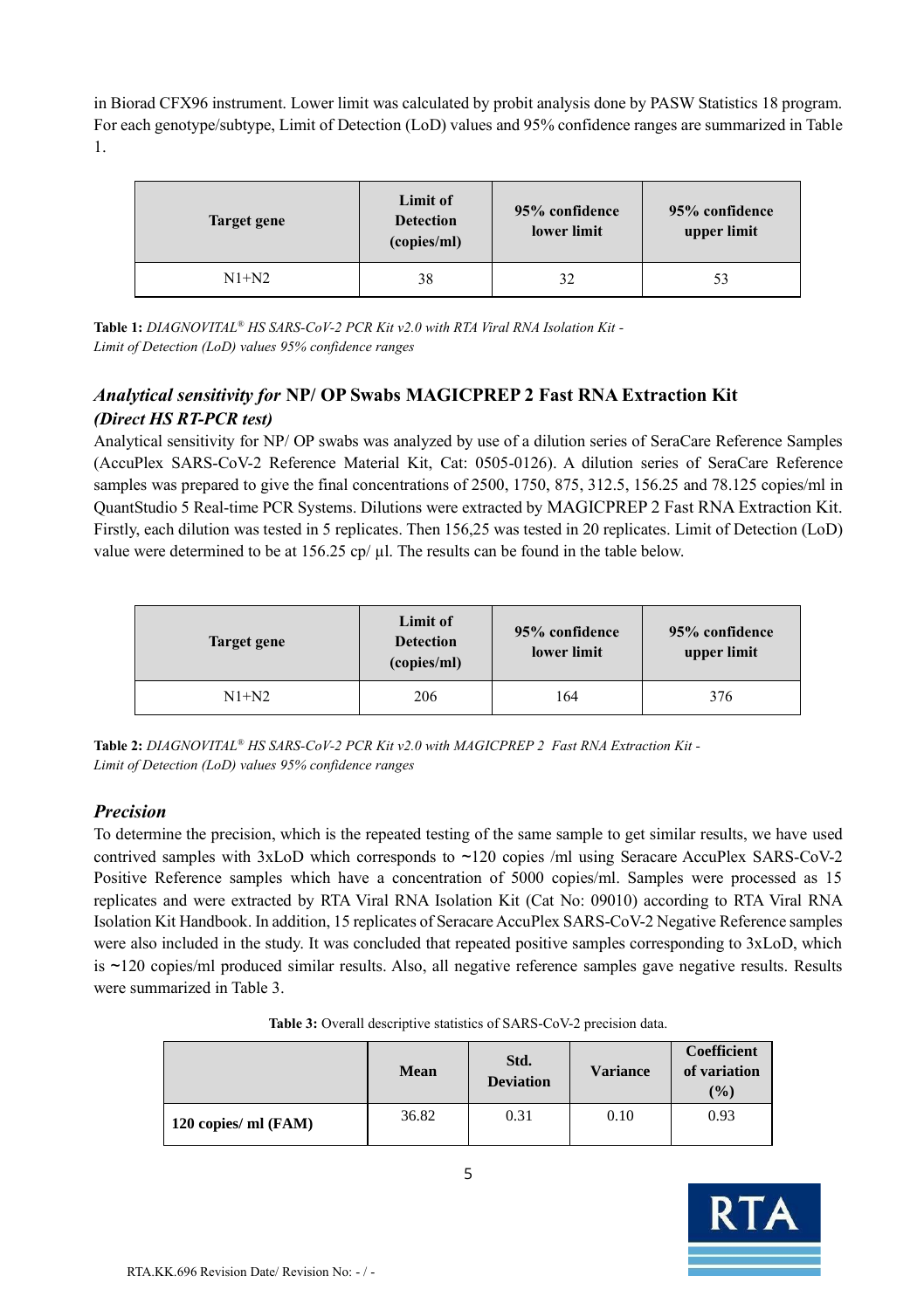in Biorad CFX96 instrument. Lower limit was calculated by probit analysis done by PASW Statistics 18 program. For each genotype/subtype, Limit of Detection (LoD) values and 95% confidence ranges are summarized in Table 1.

| Target gene | Limit of Detection (copies/ml) | 95% confidence lower limit | 95% confidence upper limit |
|---|---|---|---|
| N1+N2 | 38 | 32 | 53 |

**Table 1:** *DIAGNOVITAL® HS SARS-CoV-2 PCR Kit v2.0 with RTA Viral RNA Isolation Kit - Limit of Detection (LoD) values 95% confidence ranges*

### *Analytical sensitivity for* NP/ OP Swabs MAGICPREP 2 Fast RNA Extraction Kit *(Direct HS RT-PCR test)*

Analytical sensitivity for NP/ OP swabs was analyzed by use of a dilution series of SeraCare Reference Samples (AccuPlex SARS-CoV-2 Reference Material Kit, Cat: 0505-0126). A dilution series of SeraCare Reference samples was prepared to give the final concentrations of 2500, 1750, 875, 312.5, 156.25 and 78.125 copies/ml in QuantStudio 5 Real-time PCR Systems. Dilutions were extracted by MAGICPREP 2 Fast RNA Extraction Kit. Firstly, each dilution was tested in 5 replicates. Then 156,25 was tested in 20 replicates. Limit of Detection (LoD) value were determined to be at 156.25 cp/ µl. The results can be found in the table below.

| Target gene | Limit of Detection (copies/ml) | 95% confidence lower limit | 95% confidence upper limit |
|---|---|---|---|
| N1+N2 | 206 | 164 | 376 |

**Table 2:** *DIAGNOVITAL® HS SARS-CoV-2 PCR Kit v2.0 with MAGICPREP 2 Fast RNA Extraction Kit - Limit of Detection (LoD) values 95% confidence ranges*

### *Precision*

To determine the precision, which is the repeated testing of the same sample to get similar results, we have used contrived samples with 3xLoD which corresponds to ~120 copies /ml using Seracare AccuPlex SARS-CoV-2 Positive Reference samples which have a concentration of 5000 copies/ml. Samples were processed as 15 replicates and were extracted by RTA Viral RNA Isolation Kit (Cat No: 09010) according to RTA Viral RNA Isolation Kit Handbook. In addition, 15 replicates of Seracare AccuPlex SARS-CoV-2 Negative Reference samples were also included in the study. It was concluded that repeated positive samples corresponding to 3xLoD, which is ~120 copies/ml produced similar results. Also, all negative reference samples gave negative results. Results were summarized in Table 3.

**Table 3:** Overall descriptive statistics of SARS-CoV-2 precision data.

| | Mean | Std. Deviation | Variance | Coefficient of variation (%) |
|---|---|---|---|---|
| **120 copies/ ml (FAM)** | 36.82 | 0.31 | 0.10 | 0.93 |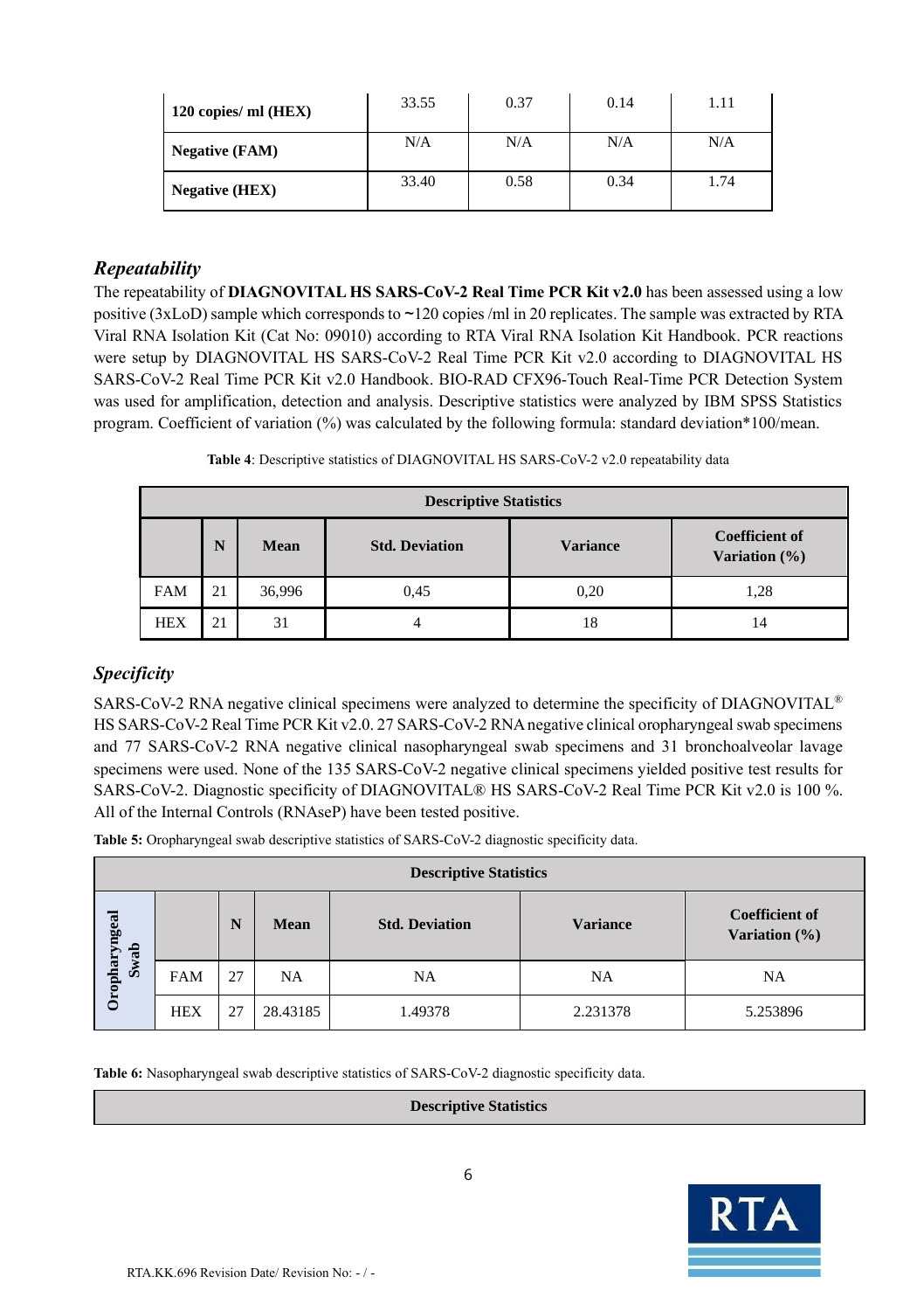| 120 copies/ ml (HEX) | 33.55 | 0.37 | 0.14 | 1.11 |
|---|---|---|---|---|
| Negative (FAM) | N/A | N/A | N/A | N/A |
| Negative (HEX) | 33.40 | 0.58 | 0.34 | 1.74 |

## *Repeatability*

The repeatability of **DIAGNOVITAL HS SARS-CoV-2 Real Time PCR Kit v2.0** has been assessed using a low positive (3xLoD) sample which corresponds to ~120 copies /ml in 20 replicates. The sample was extracted by RTA Viral RNA Isolation Kit (Cat No: 09010) according to RTA Viral RNA Isolation Kit Handbook. PCR reactions were setup by DIAGNOVITAL HS SARS-CoV-2 Real Time PCR Kit v2.0 according to DIAGNOVITAL HS SARS-CoV-2 Real Time PCR Kit v2.0 Handbook. BIO-RAD CFX96-Touch Real-Time PCR Detection System was used for amplification, detection and analysis. Descriptive statistics were analyzed by IBM SPSS Statistics program. Coefficient of variation (%) was calculated by the following formula: standard deviation*100/mean.

**Table 4**: Descriptive statistics of DIAGNOVITAL HS SARS-CoV-2 v2.0 repeatability data

| Descriptive Statistics | | | | | |
|---|---|---|---|---|---|
| | N | Mean | Std. Deviation | Variance | Coefficient of Variation (%) |
| FAM | 21 | 36,996 | 0,45 | 0,20 | 1,28 |
| HEX | 21 | 31 | 4 | 18 | 14 |

## *Specificity*

SARS-CoV-2 RNA negative clinical specimens were analyzed to determine the specificity of DIAGNOVITAL® HS SARS-CoV-2 Real Time PCR Kit v2.0. 27 SARS-CoV-2 RNA negative clinical oropharyngeal swab specimens and 77 SARS-CoV-2 RNA negative clinical nasopharyngeal swab specimens and 31 bronchoalveolar lavage specimens were used. None of the 135 SARS-CoV-2 negative clinical specimens yielded positive test results for SARS-CoV-2. Diagnostic specificity of DIAGNOVITAL® HS SARS-CoV-2 Real Time PCR Kit v2.0 is 100 %. All of the Internal Controls (RNAseP) have been tested positive.

**Table 5:** Oropharyngeal swab descriptive statistics of SARS-CoV-2 diagnostic specificity data.

| Descriptive Statistics | | | | | | |
|---|---|---|---|---|---|---|
| Oropharyngeal Swab | | N | Mean | Std. Deviation | Variance | Coefficient of Variation (%) |
| | FAM | 27 | NA | NA | NA | NA |
| | HEX | 27 | 28.43185 | 1.49378 | 2.231378 | 5.253896 |

**Table 6:** Nasopharyngeal swab descriptive statistics of SARS-CoV-2 diagnostic specificity data.

| Descriptive Statistics |
|---|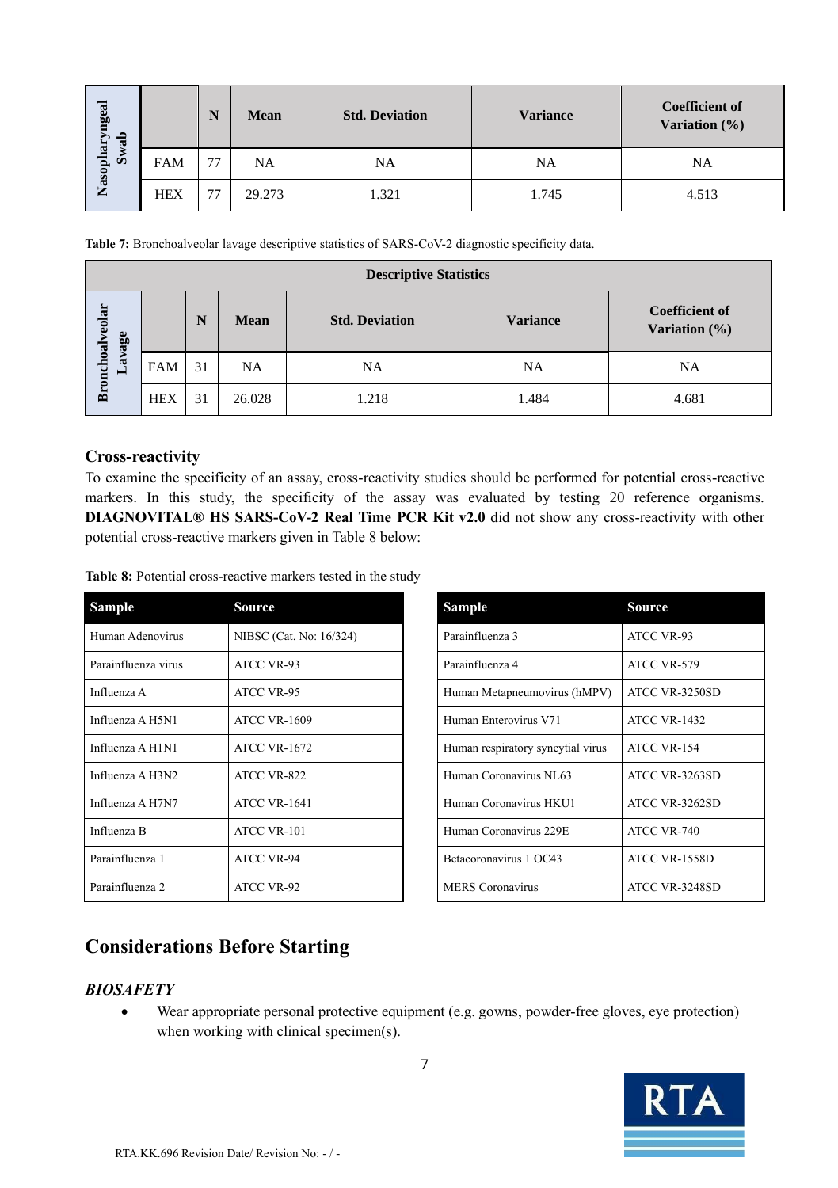| Nasopharyngeal Swab | | N | Mean | Std. Deviation | Variance | Coefficient of Variation (%) |
|---|---|---|---|---|---|---|
| | FAM | 77 | NA | NA | NA | NA |
| | HEX | 77 | 29.273 | 1.321 | 1.745 | 4.513 |

**Table 7:** Bronchoalveolar lavage descriptive statistics of SARS-CoV-2 diagnostic specificity data.

| Descriptive Statistics | | | | | | |
|---|---|---|---|---|---|---|
| Bronchoalveolar Lavage | | N | Mean | Std. Deviation | Variance | Coefficient of Variation (%) |
| | FAM | 31 | NA | NA | NA | NA |
| | HEX | 31 | 26.028 | 1.218 | 1.484 | 4.681 |

### Cross-reactivity

To examine the specificity of an assay, cross-reactivity studies should be performed for potential cross-reactive markers. In this study, the specificity of the assay was evaluated by testing 20 reference organisms. **DIAGNOVITAL® HS SARS-CoV-2 Real Time PCR Kit v2.0** did not show any cross-reactivity with other potential cross-reactive markers given in Table 8 below:

**Table 8:** Potential cross-reactive markers tested in the study

| Sample | Source |
|---|---|
| Human Adenovirus | NIBSC (Cat. No: 16/324) |
| Parainfluenza virus | ATCC VR-93 |
| Influenza A | ATCC VR-95 |
| Influenza A H5N1 | ATCC VR-1609 |
| Influenza A H1N1 | ATCC VR-1672 |
| Influenza A H3N2 | ATCC VR-822 |
| Influenza A H7N7 | ATCC VR-1641 |
| Influenza B | ATCC VR-101 |
| Parainfluenza 1 | ATCC VR-94 |
| Parainfluenza 2 | ATCC VR-92 |

| Sample | Source |
|---|---|
| Parainfluenza 3 | ATCC VR-93 |
| Parainfluenza 4 | ATCC VR-579 |
| Human Metapneumovirus (hMPV) | ATCC VR-3250SD |
| Human Enterovirus V71 | ATCC VR-1432 |
| Human respiratory syncytial virus | ATCC VR-154 |
| Human Coronavirus NL63 | ATCC VR-3263SD |
| Human Coronavirus HKU1 | ATCC VR-3262SD |
| Human Coronavirus 229E | ATCC VR-740 |
| Betacoronavirus 1 OC43 | ATCC VR-1558D |
| MERS Coronavirus | ATCC VR-3248SD |

## Considerations Before Starting

### *BIOSAFETY*

- Wear appropriate personal protective equipment (e.g. gowns, powder-free gloves, eye protection) when working with clinical specimen(s).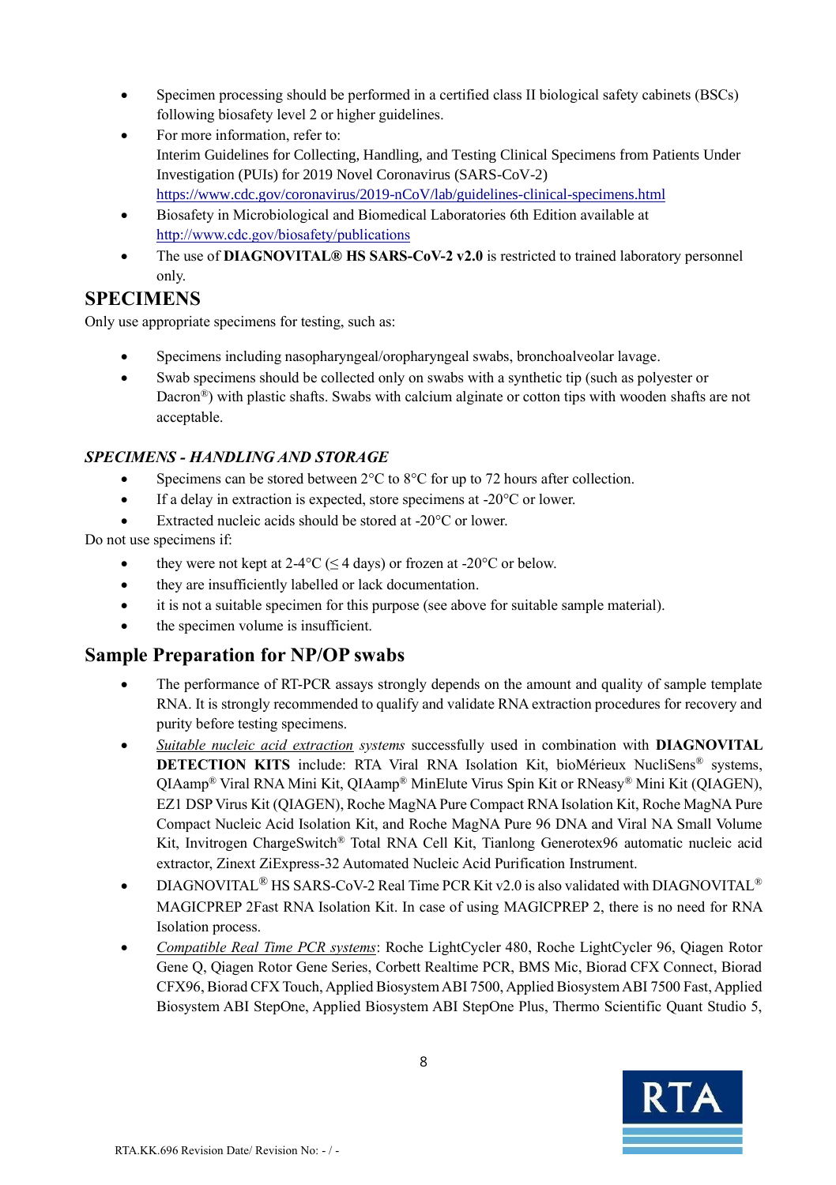- Specimen processing should be performed in a certified class II biological safety cabinets (BSCs) following biosafety level 2 or higher guidelines.
- For more information, refer to:
  Interim Guidelines for Collecting, Handling, and Testing Clinical Specimens from Patients Under Investigation (PUIs) for 2019 Novel Coronavirus (SARS-CoV-2)
  https://www.cdc.gov/coronavirus/2019-nCoV/lab/guidelines-clinical-specimens.html
- Biosafety in Microbiological and Biomedical Laboratories 6th Edition available at http://www.cdc.gov/biosafety/publications
- The use of **DIAGNOVITAL® HS SARS-CoV-2 v2.0** is restricted to trained laboratory personnel only.

## SPECIMENS

Only use appropriate specimens for testing, such as:

- Specimens including nasopharyngeal/oropharyngeal swabs, bronchoalveolar lavage.
- Swab specimens should be collected only on swabs with a synthetic tip (such as polyester or Dacron®) with plastic shafts. Swabs with calcium alginate or cotton tips with wooden shafts are not acceptable.

### *SPECIMENS - HANDLING AND STORAGE*

- Specimens can be stored between 2°C to 8°C for up to 72 hours after collection.
- If a delay in extraction is expected, store specimens at -20°C or lower.
- Extracted nucleic acids should be stored at -20°C or lower.

Do not use specimens if:

- they were not kept at 2-4°C (≤ 4 days) or frozen at -20°C or below.
- they are insufficiently labelled or lack documentation.
- it is not a suitable specimen for this purpose (see above for suitable sample material).
- the specimen volume is insufficient.

## Sample Preparation for NP/OP swabs

- The performance of RT-PCR assays strongly depends on the amount and quality of sample template RNA. It is strongly recommended to qualify and validate RNA extraction procedures for recovery and purity before testing specimens.
- *Suitable nucleic acid extraction systems* successfully used in combination with **DIAGNOVITAL DETECTION KITS** include: RTA Viral RNA Isolation Kit, bioMérieux NucliSens® systems, QIAamp® Viral RNA Mini Kit, QIAamp® MinElute Virus Spin Kit or RNeasy® Mini Kit (QIAGEN), EZ1 DSP Virus Kit (QIAGEN), Roche MagNA Pure Compact RNA Isolation Kit, Roche MagNA Pure Compact Nucleic Acid Isolation Kit, and Roche MagNA Pure 96 DNA and Viral NA Small Volume Kit, Invitrogen ChargeSwitch® Total RNA Cell Kit, Tianlong Generotex96 automatic nucleic acid extractor, Zinext ZiExpress-32 Automated Nucleic Acid Purification Instrument.
- DIAGNOVITAL® HS SARS-CoV-2 Real Time PCR Kit v2.0 is also validated with DIAGNOVITAL® MAGICPREP 2Fast RNA Isolation Kit. In case of using MAGICPREP 2, there is no need for RNA Isolation process.
- *Compatible Real Time PCR systems*: Roche LightCycler 480, Roche LightCycler 96, Qiagen Rotor Gene Q, Qiagen Rotor Gene Series, Corbett Realtime PCR, BMS Mic, Biorad CFX Connect, Biorad CFX96, Biorad CFX Touch, Applied Biosystem ABI 7500, Applied Biosystem ABI 7500 Fast, Applied Biosystem ABI StepOne, Applied Biosystem ABI StepOne Plus, Thermo Scientific Quant Studio 5,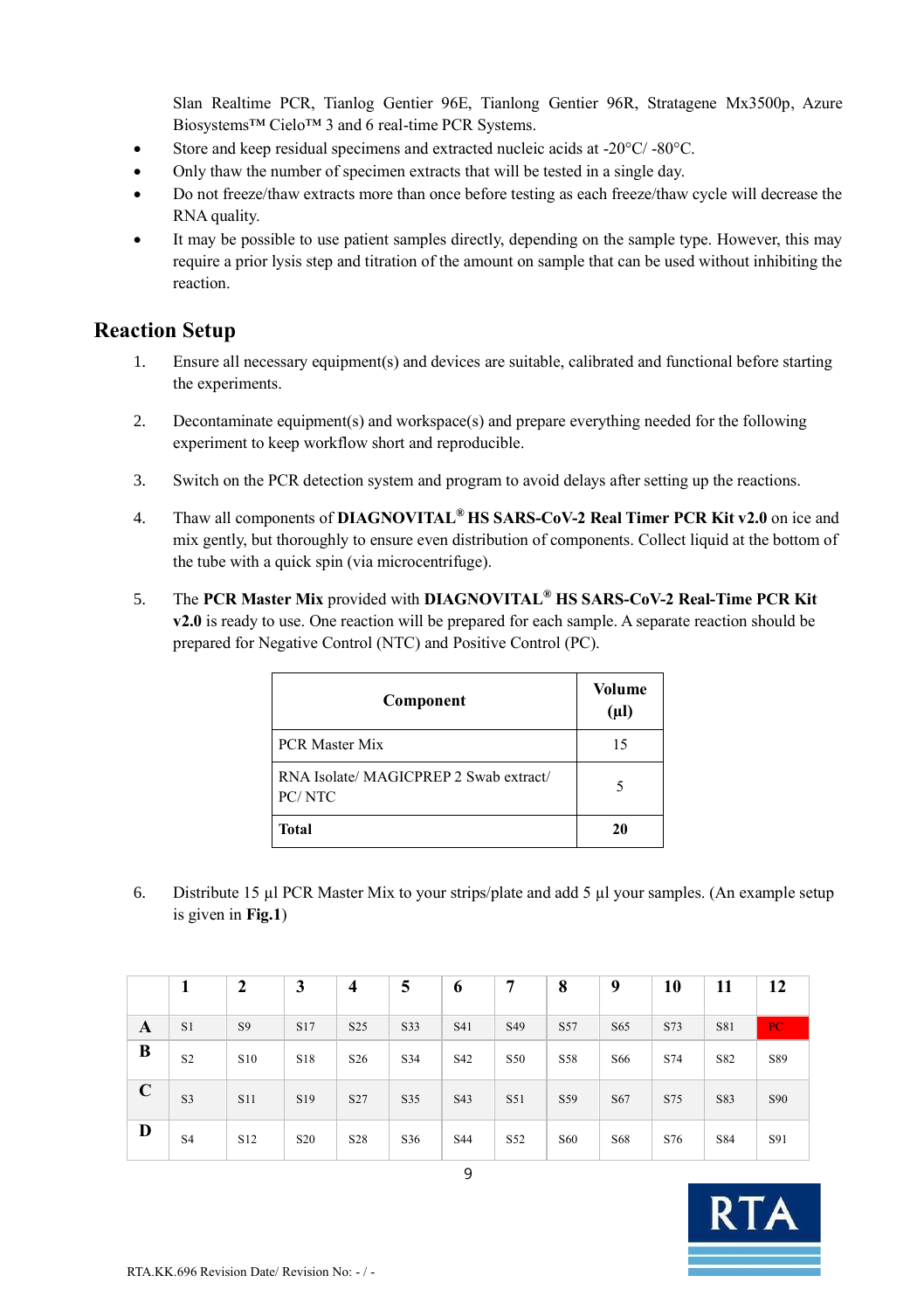Slan Realtime PCR, Tianlog Gentier 96E, Tianlong Gentier 96R, Stratagene Mx3500p, Azure Biosystems™ Cielo™ 3 and 6 real-time PCR Systems.

- Store and keep residual specimens and extracted nucleic acids at -20°C/ -80°C.
- Only thaw the number of specimen extracts that will be tested in a single day.
- Do not freeze/thaw extracts more than once before testing as each freeze/thaw cycle will decrease the RNA quality.
- It may be possible to use patient samples directly, depending on the sample type. However, this may require a prior lysis step and titration of the amount on sample that can be used without inhibiting the reaction.

## Reaction Setup

1. Ensure all necessary equipment(s) and devices are suitable, calibrated and functional before starting the experiments.

2. Decontaminate equipment(s) and workspace(s) and prepare everything needed for the following experiment to keep workflow short and reproducible.

3. Switch on the PCR detection system and program to avoid delays after setting up the reactions.

4. Thaw all components of **DIAGNOVITAL® HS SARS-CoV-2 Real Timer PCR Kit v2.0** on ice and mix gently, but thoroughly to ensure even distribution of components. Collect liquid at the bottom of the tube with a quick spin (via microcentrifuge).

5. The **PCR Master Mix** provided with **DIAGNOVITAL® HS SARS-CoV-2 Real-Time PCR Kit v2.0** is ready to use. One reaction will be prepared for each sample. A separate reaction should be prepared for Negative Control (NTC) and Positive Control (PC).

| Component | Volume (µl) |
|---|---|
| PCR Master Mix | 15 |
| RNA Isolate/ MAGICPREP 2 Swab extract/ PC/ NTC | 5 |
| **Total** | **20** |

6. Distribute 15 µl PCR Master Mix to your strips/plate and add 5 µl your samples. (An example setup is given in **Fig.1**)

| | 1 | 2 | 3 | 4 | 5 | 6 | 7 | 8 | 9 | 10 | 11 | 12 |
|---|---|---|---|---|---|---|---|---|---|---|---|---|
| **A** | S1 | S9 | S17 | S25 | S33 | S41 | S49 | S57 | S65 | S73 | S81 | PC |
| **B** | S2 | S10 | S18 | S26 | S34 | S42 | S50 | S58 | S66 | S74 | S82 | S89 |
| **C** | S3 | S11 | S19 | S27 | S35 | S43 | S51 | S59 | S67 | S75 | S83 | S90 |
| **D** | S4 | S12 | S20 | S28 | S36 | S44 | S52 | S60 | S68 | S76 | S84 | S91 |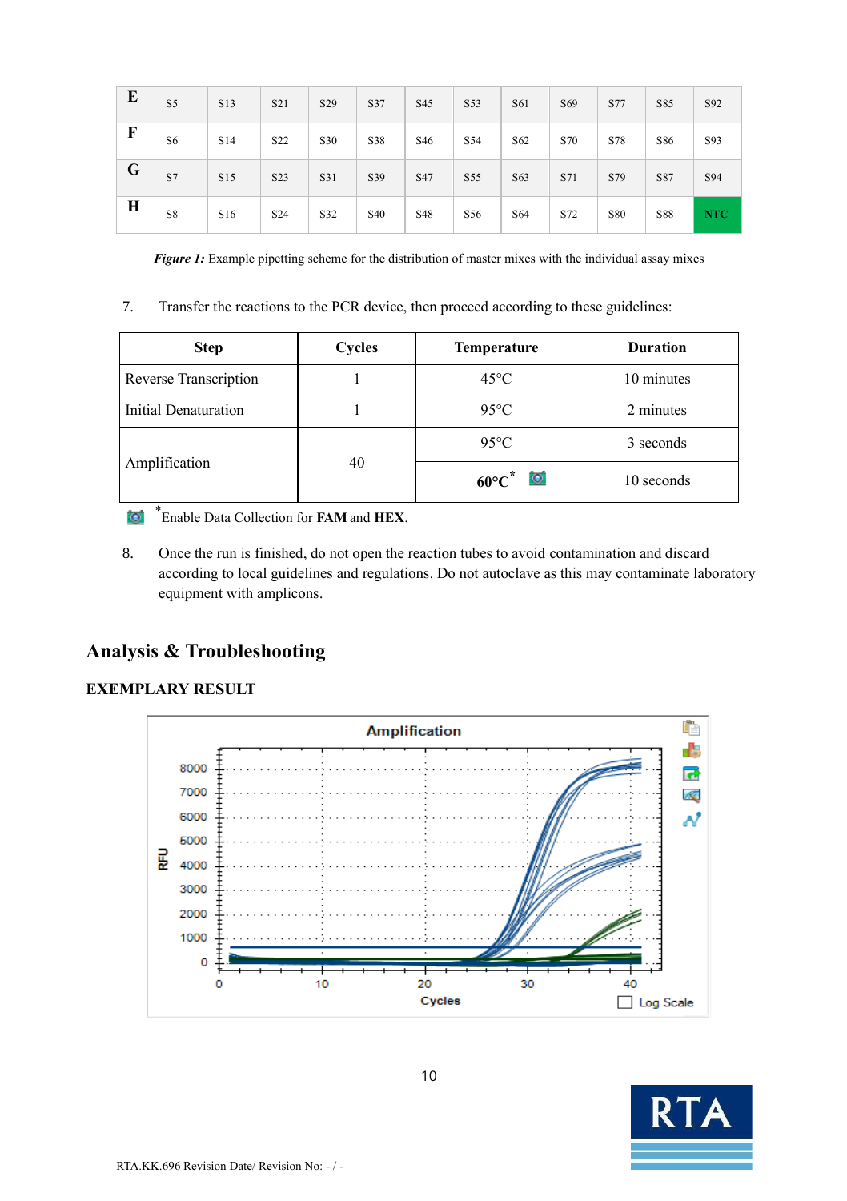| E | S5 | S13 | S21 | S29 | S37 | S45 | S53 | S61 | S69 | S77 | S85 | S92 |
|---|---|---|---|---|---|---|---|---|---|---|---|---|
| F | S6 | S14 | S22 | S30 | S38 | S46 | S54 | S62 | S70 | S78 | S86 | S93 |
| G | S7 | S15 | S23 | S31 | S39 | S47 | S55 | S63 | S71 | S79 | S87 | S94 |
| H | S8 | S16 | S24 | S32 | S40 | S48 | S56 | S64 | S72 | S80 | S88 | **NTC** |

***Figure 1:*** Example pipetting scheme for the distribution of master mixes with the individual assay mixes

7. Transfer the reactions to the PCR device, then proceed according to these guidelines:

| Step | Cycles | Temperature | Duration |
|---|---|---|---|
| Reverse Transcription | 1 | 45°C | 10 minutes |
| Initial Denaturation | 1 | 95°C | 2 minutes |
| Amplification | 40 | 95°C | 3 seconds |
| | | **60°C*** | 10 seconds |

*Enable Data Collection for **FAM** and **HEX**.

8. Once the run is finished, do not open the reaction tubes to avoid contamination and discard according to local guidelines and regulations. Do not autoclave as this may contaminate laboratory equipment with amplicons.

## Analysis & Troubleshooting

### EXEMPLARY RESULT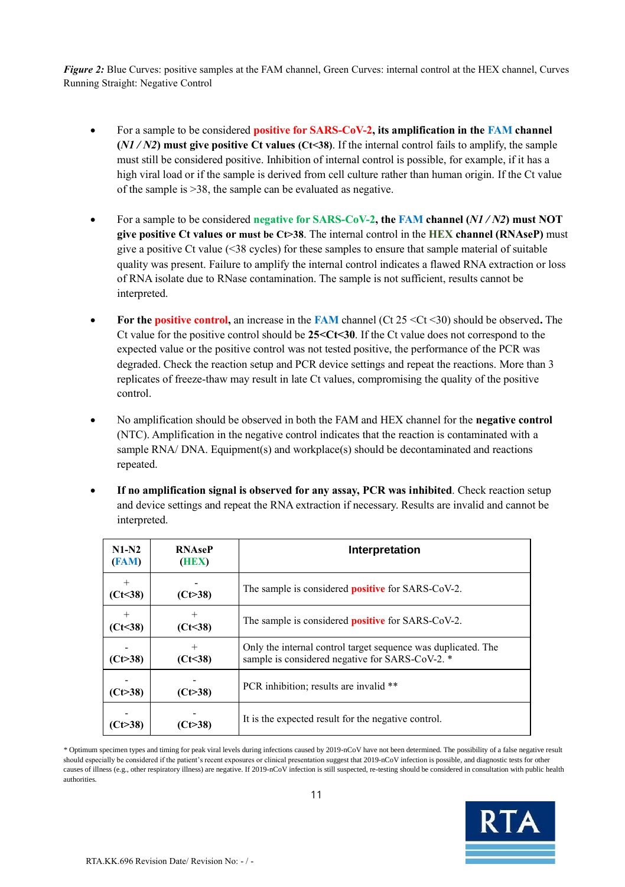*Figure 2:* Blue Curves: positive samples at the FAM channel, Green Curves: internal control at the HEX channel, Curves Running Straight: Negative Control

- For a sample to be considered **positive for SARS-CoV-2, its amplification in the FAM channel (*N1 / N2*) must give positive Ct values (Ct<38)**. If the internal control fails to amplify, the sample must still be considered positive. Inhibition of internal control is possible, for example, if it has a high viral load or if the sample is derived from cell culture rather than human origin. If the Ct value of the sample is >38, the sample can be evaluated as negative.

- For a sample to be considered **negative for SARS-CoV-2**, **the FAM channel (*N1 / N2*) must NOT give positive Ct values or must be Ct>38**. The internal control in the **HEX channel (RNAseP)** must give a positive Ct value (<38 cycles) for these samples to ensure that sample material of suitable quality was present. Failure to amplify the internal control indicates a flawed RNA extraction or loss of RNA isolate due to RNase contamination. The sample is not sufficient, results cannot be interpreted.

- **For the positive control**, an increase in the **FAM** channel (Ct 25 <Ct <30) should be observed**.** The Ct value for the positive control should be **25<Ct<30**. If the Ct value does not correspond to the expected value or the positive control was not tested positive, the performance of the PCR was degraded. Check the reaction setup and PCR device settings and repeat the reactions. More than 3 replicates of freeze-thaw may result in late Ct values, compromising the quality of the positive control.

- No amplification should be observed in both the FAM and HEX channel for the **negative control** (NTC). Amplification in the negative control indicates that the reaction is contaminated with a sample RNA/ DNA. Equipment(s) and workplace(s) should be decontaminated and reactions repeated.

- **If no amplification signal is observed for any assay, PCR was inhibited**. Check reaction setup and device settings and repeat the RNA extraction if necessary. Results are invalid and cannot be interpreted.

| N1-N2 (FAM) | RNAseP (HEX) | Interpretation |
|---|---|---|
| + (Ct<38) | - (Ct>38) | The sample is considered positive for SARS-CoV-2. |
| + (Ct<38) | + (Ct<38) | The sample is considered positive for SARS-CoV-2. |
| - (Ct>38) | + (Ct<38) | Only the internal control target sequence was duplicated. The sample is considered negative for SARS-CoV-2. * |
| - (Ct>38) | - (Ct>38) | PCR inhibition; results are invalid ** |
| - (Ct>38) | - (Ct>38) | It is the expected result for the negative control. |

\* Optimum specimen types and timing for peak viral levels during infections caused by 2019-nCoV have not been determined. The possibility of a false negative result should especially be considered if the patient's recent exposures or clinical presentation suggest that 2019-nCoV infection is possible, and diagnostic tests for other causes of illness (e.g., other respiratory illness) are negative. If 2019-nCoV infection is still suspected, re-testing should be considered in consultation with public health authorities.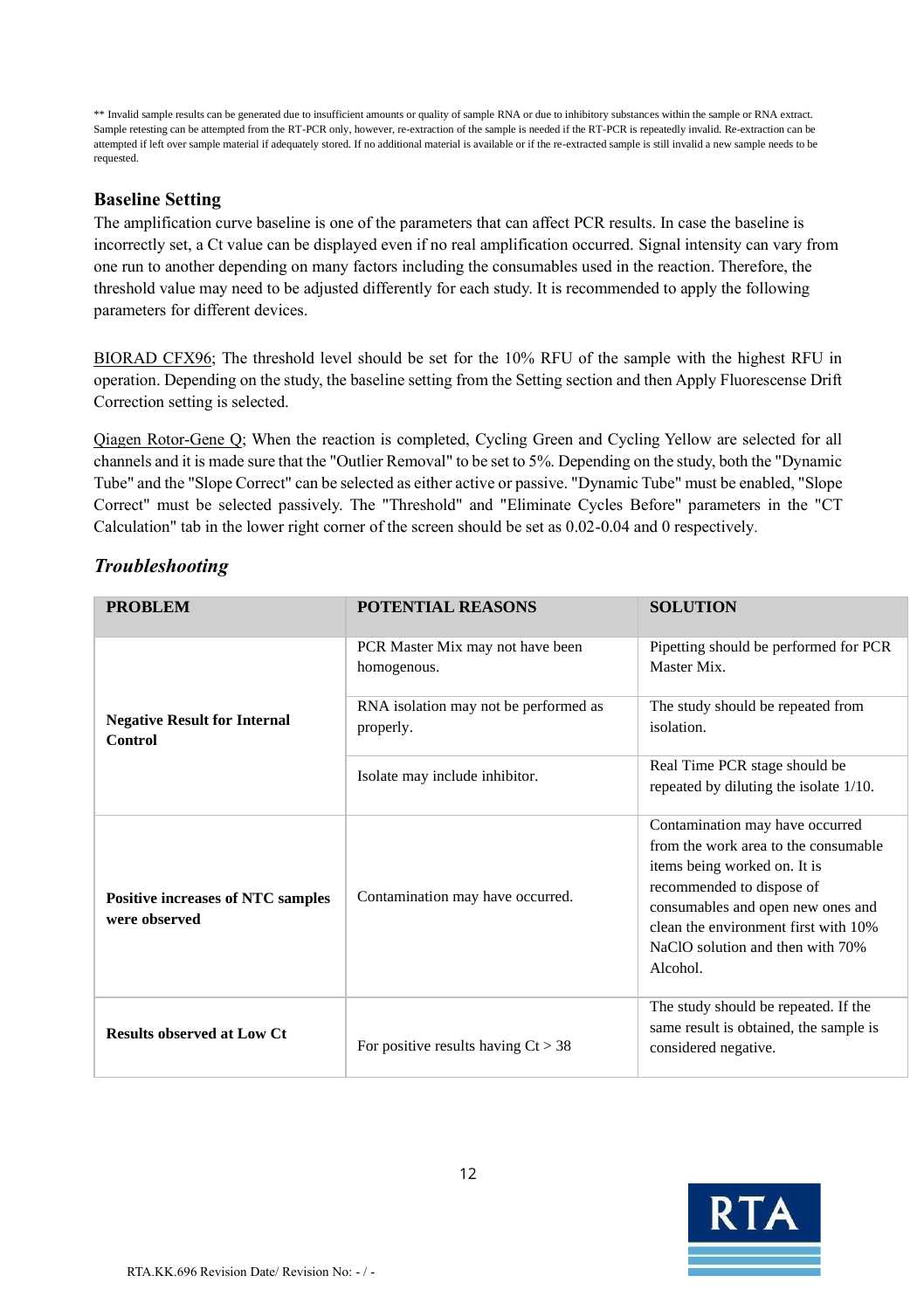** Invalid sample results can be generated due to insufficient amounts or quality of sample RNA or due to inhibitory substances within the sample or RNA extract. Sample retesting can be attempted from the RT-PCR only, however, re-extraction of the sample is needed if the RT-PCR is repeatedly invalid. Re-extraction can be attempted if left over sample material if adequately stored. If no additional material is available or if the re-extracted sample is still invalid a new sample needs to be requested.

## Baseline Setting

The amplification curve baseline is one of the parameters that can affect PCR results. In case the baseline is incorrectly set, a Ct value can be displayed even if no real amplification occurred. Signal intensity can vary from one run to another depending on many factors including the consumables used in the reaction. Therefore, the threshold value may need to be adjusted differently for each study. It is recommended to apply the following parameters for different devices.

BIORAD CFX96; The threshold level should be set for the 10% RFU of the sample with the highest RFU in operation. Depending on the study, the baseline setting from the Setting section and then Apply Fluorescense Drift Correction setting is selected.

Qiagen Rotor-Gene Q; When the reaction is completed, Cycling Green and Cycling Yellow are selected for all channels and it is made sure that the "Outlier Removal" to be set to 5%. Depending on the study, both the "Dynamic Tube" and the "Slope Correct" can be selected as either active or passive. "Dynamic Tube" must be enabled, "Slope Correct" must be selected passively. The "Threshold" and "Eliminate Cycles Before" parameters in the "CT Calculation" tab in the lower right corner of the screen should be set as 0.02-0.04 and 0 respectively.

## *Troubleshooting*

| PROBLEM | POTENTIAL REASONS | SOLUTION |
|---|---|---|
| **Negative Result for Internal Control** | PCR Master Mix may not have been homogenous. | Pipetting should be performed for PCR Master Mix. |
| | RNA isolation may not be performed as properly. | The study should be repeated from isolation. |
| | Isolate may include inhibitor. | Real Time PCR stage should be repeated by diluting the isolate 1/10. |
| **Positive increases of NTC samples were observed** | Contamination may have occurred. | Contamination may have occurred from the work area to the consumable items being worked on. It is recommended to dispose of consumables and open new ones and clean the environment first with 10% NaClO solution and then with 70% Alcohol. |
| **Results observed at Low Ct** | For positive results having Ct > 38 | The study should be repeated. If the same result is obtained, the sample is considered negative. |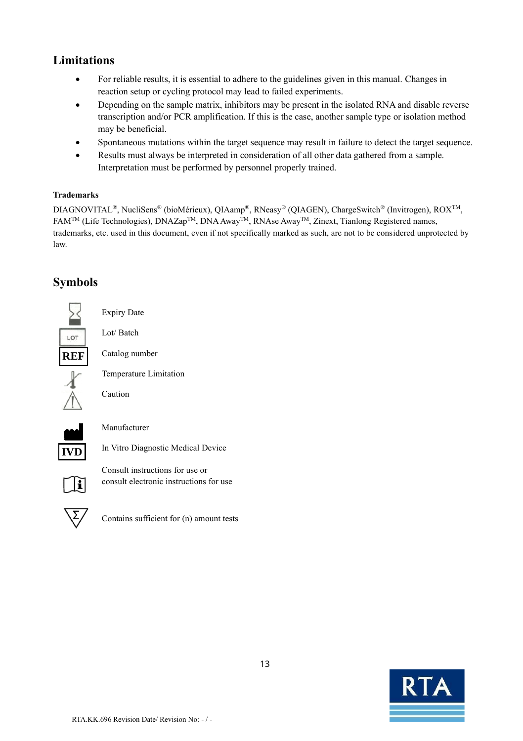## Limitations

- For reliable results, it is essential to adhere to the guidelines given in this manual. Changes in reaction setup or cycling protocol may lead to failed experiments.
- Depending on the sample matrix, inhibitors may be present in the isolated RNA and disable reverse transcription and/or PCR amplification. If this is the case, another sample type or isolation method may be beneficial.
- Spontaneous mutations within the target sequence may result in failure to detect the target sequence.
- Results must always be interpreted in consideration of all other data gathered from a sample. Interpretation must be performed by personnel properly trained.

### Trademarks

DIAGNOVITAL®, NucliSens® (bioMérieux), QIAamp®, RNeasy® (QIAGEN), ChargeSwitch® (Invitrogen), ROX™, FAM™ (Life Technologies), DNAZap™, DNA Away™, RNAse Away™, Zinext, Tianlong Registered names, trademarks, etc. used in this document, even if not specifically marked as such, are not to be considered unprotected by law.

## Symbols

| Symbol | Meaning |
|---|---|
| | Expiry Date |
| LOT | Lot/ Batch |
| REF | Catalog number |
| | Temperature Limitation |
| | Caution |
| | Manufacturer |
| IVD | In Vitro Diagnostic Medical Device |
| | Consult instructions for use or consult electronic instructions for use |
| Σ | Contains sufficient for (n) amount tests |

RTA.KK.696 Revision Date/ Revision No: - / -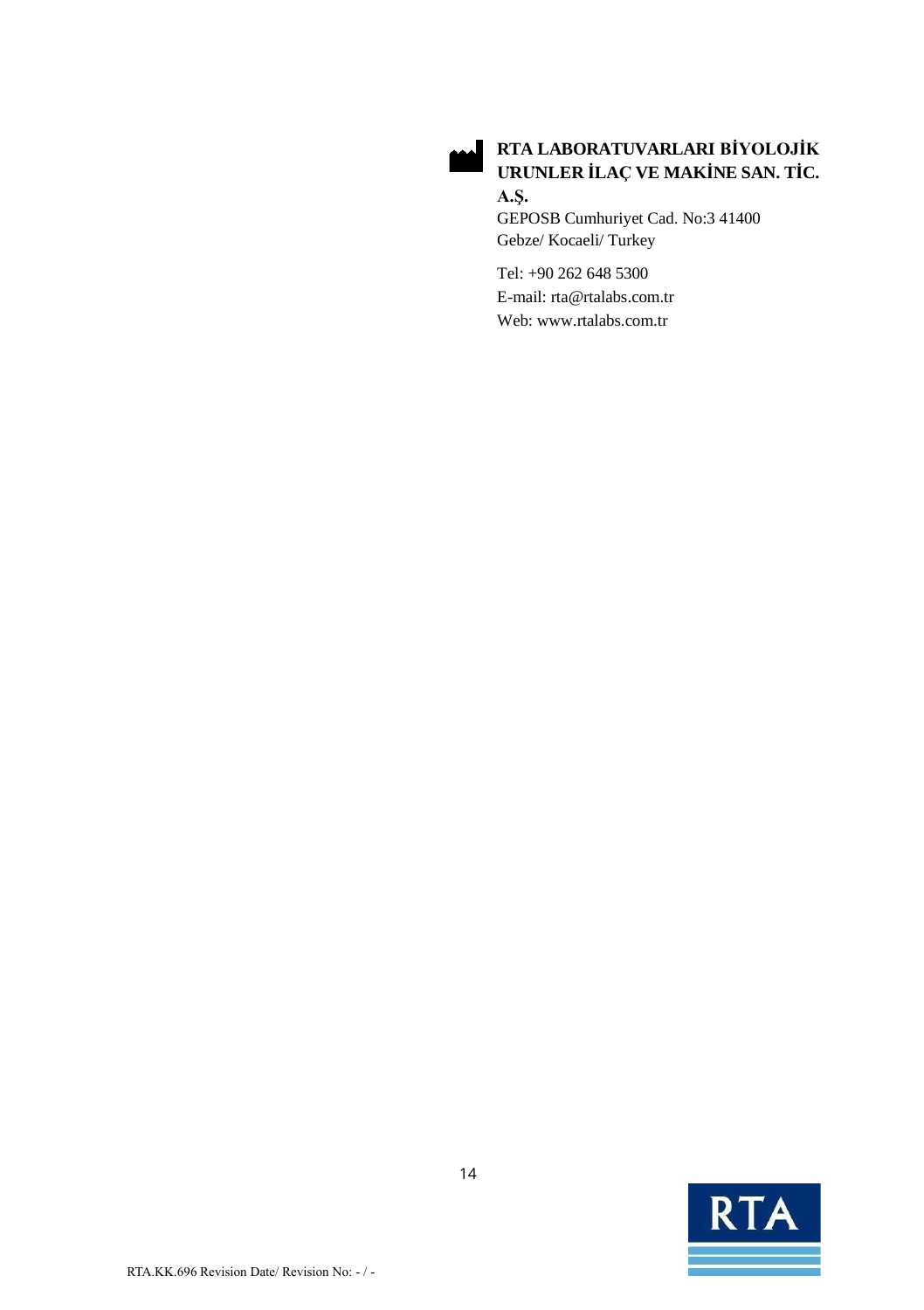**RTA LABORATUVARLARI BİYOLOJİK URUNLER İLAÇ VE MAKİNE SAN. TİC. A.Ş.**
GEPOSB Cumhuriyet Cad. No:3 41400
Gebze/ Kocaeli/ Turkey

Tel: +90 262 648 5300
E-mail: rta@rtalabs.com.tr
Web: www.rtalabs.com.tr